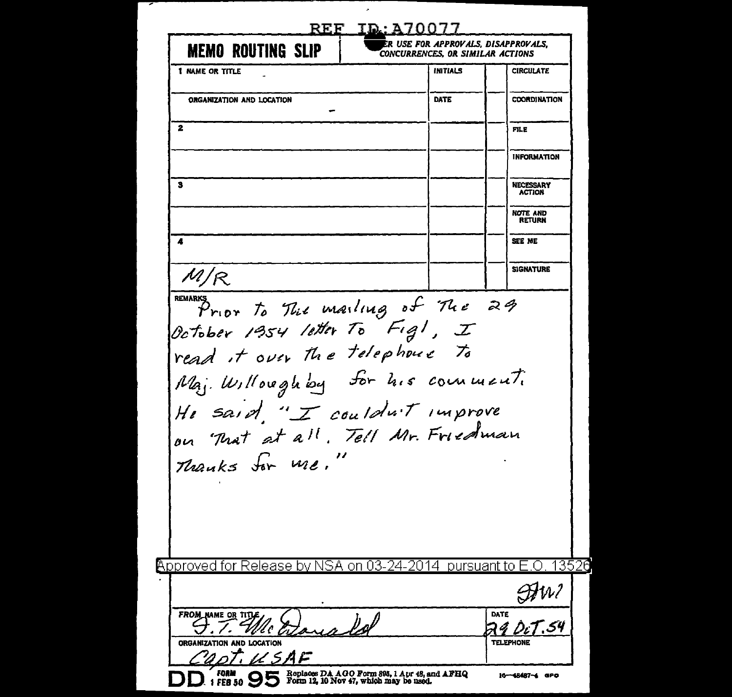REF ID:A70077

**MEMO ROUTING SLIP** — NEVER USE FOR APPROVALS, DISAPPROVALS, CONCURRENCES, OR SIMILAR ACTIONS

| NAME OR TITLE | INITIALS | | |
|---|---|---|---|
| 1 | | | CIRCULATE |
| ORGANIZATION AND LOCATION | DATE | | COORDINATION |
| 2 | | | FILE |
| | | | INFORMATION |
| 3 | | | NECESSARY ACTION |
| | | | NOTE AND RETURN |
| 4 | | | SEE ME |
| M/R | | | SIGNATURE |

REMARKS

Prior to the mailing of the 29 October 1954 letter to Figl, I read it over the telephone to Maj. Willoughby for his comment. He said, "I couldn't improve on that at all. Tell Mr. Friedman thanks for me."

Approved for Release by NSA on 03-24-2014 pursuant to E.O. 13526

FWF

| FROM NAME OR TITLE | DATE |
|---|---|
| J.T. McDonald | 29 Oct. 54 |
| ORGANIZATION AND LOCATION | TELEPHONE |
| Capt. USAF | |

DD FORM 95, 1 FEB 50 — Replaces DA AGO Form 895, 1 Apr 48, and AFHQ Form 12, 10 Nov 47, which may be used. 16—48487-4 GPO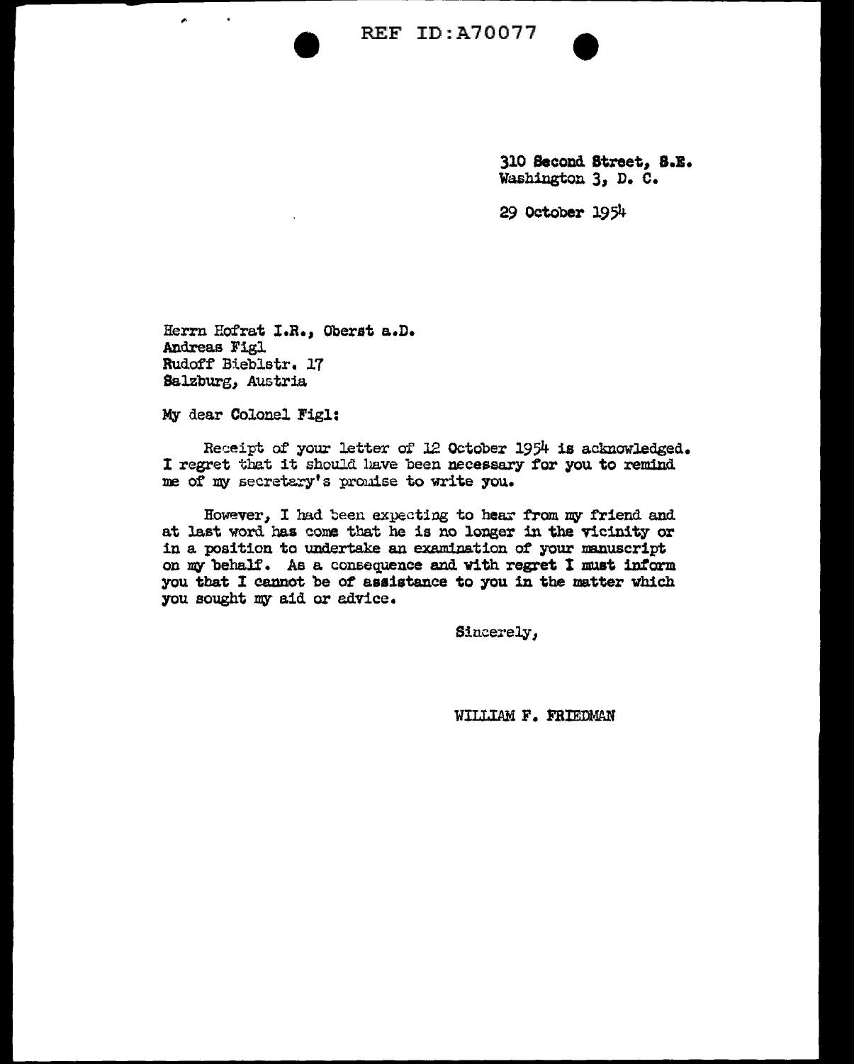REF ID:A70077

310 Second Street, S.E.
Washington 3, D. C.

29 October 1954

Herrn Hofrat I.R., Oberst a.D.
Andreas Figl
Rudoff Bieblstr. 17
Salzburg, Austria

My dear Colonel Figl:

Receipt of your letter of 12 October 1954 is acknowledged. I regret that it should have been necessary for you to remind me of my secretary's promise to write you.

However, I had been expecting to hear from my friend and at last word has come that he is no longer in the vicinity or in a position to undertake an examination of your manuscript on my behalf. As a consequence and with regret I must inform you that I cannot be of assistance to you in the matter which you sought my aid or advice.

Sincerely,

WILLIAM F. FRIEDMAN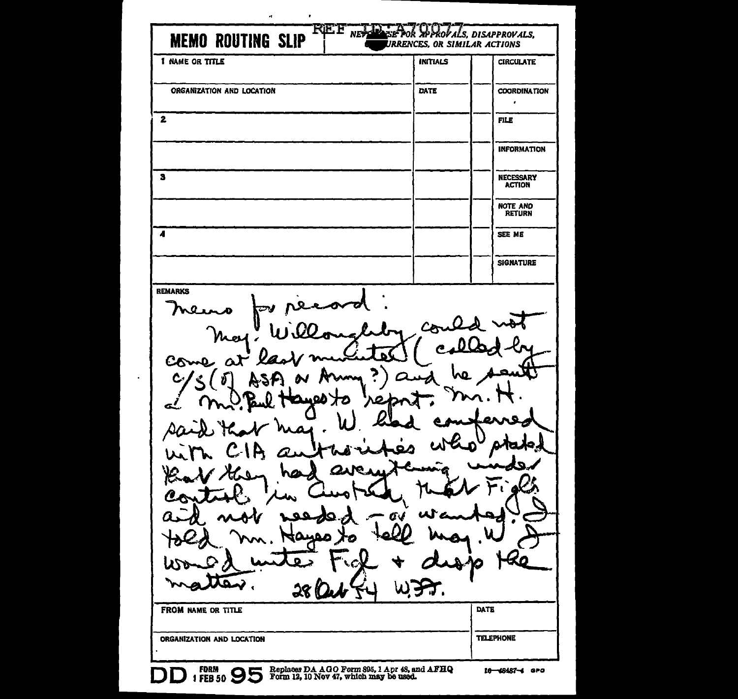**MEMO ROUTING SLIP**

REF ID:A70077

NEVER USE FOR APPROVALS, DISAPPROVALS, CONCURRENCES, OR SIMILAR ACTIONS

| 1 NAME OR TITLE | INITIALS | | CIRCULATE |
|---|---|---|---|
| ORGANIZATION AND LOCATION | DATE | | COORDINATION |
| 2 | | | FILE |
| | | | INFORMATION |
| 3 | | | NECESSARY ACTION |
| | | | NOTE AND RETURN |
| 4 | | | SEE ME |
| | | | SIGNATURE |

REMARKS

Memo for record:

Maj. Willoughby could not come at last minute (called by C/S (of ASA or Army?) and he sent Mr. Paul Hayes to report. Mr. H. said that Maj. W. had conferred with CIA authorities who stated that they had everything under control in Austria, that F's aid not needed – or wanted. I told Mr. Hayes to tell Maj. W I would write F. + drop the matter. 28 Oct 54 W.F.F.

| FROM NAME OR TITLE | DATE |
|---|---|
| ORGANIZATION AND LOCATION | TELEPHONE |

DD FORM 1 FEB 50 95 Replaces DA AGO Form 895, 1 Apr 48, and AFHQ Form 12, 10 Nov 47, which may be used. 16—48487-4 GPO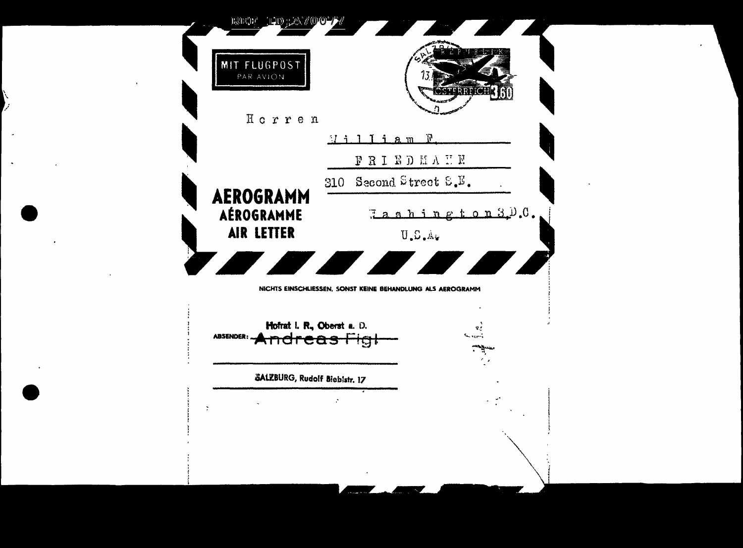REF ID:A70077

MIT FLUGPOST
PAR AVION

REPUBLIK ÖSTERREICH 3.60

SALZBURG 13.

Herren

William F.

FRIEDMANN

310 Second Street S.E.

Washington 3,D.C.

U.S.A.

**AEROGRAMM**
**AÉROGRAMME**
**AIR LETTER**

NICHTS EINSCHLIESSEN, SONST KEINE BEHANDLUNG ALS AEROGRAMM

ABSENDER: **Hofrat i. R., Oberst a. D.** ~~Andreas Figl~~

**SALZBURG, Rudolf Bieblstr. 17**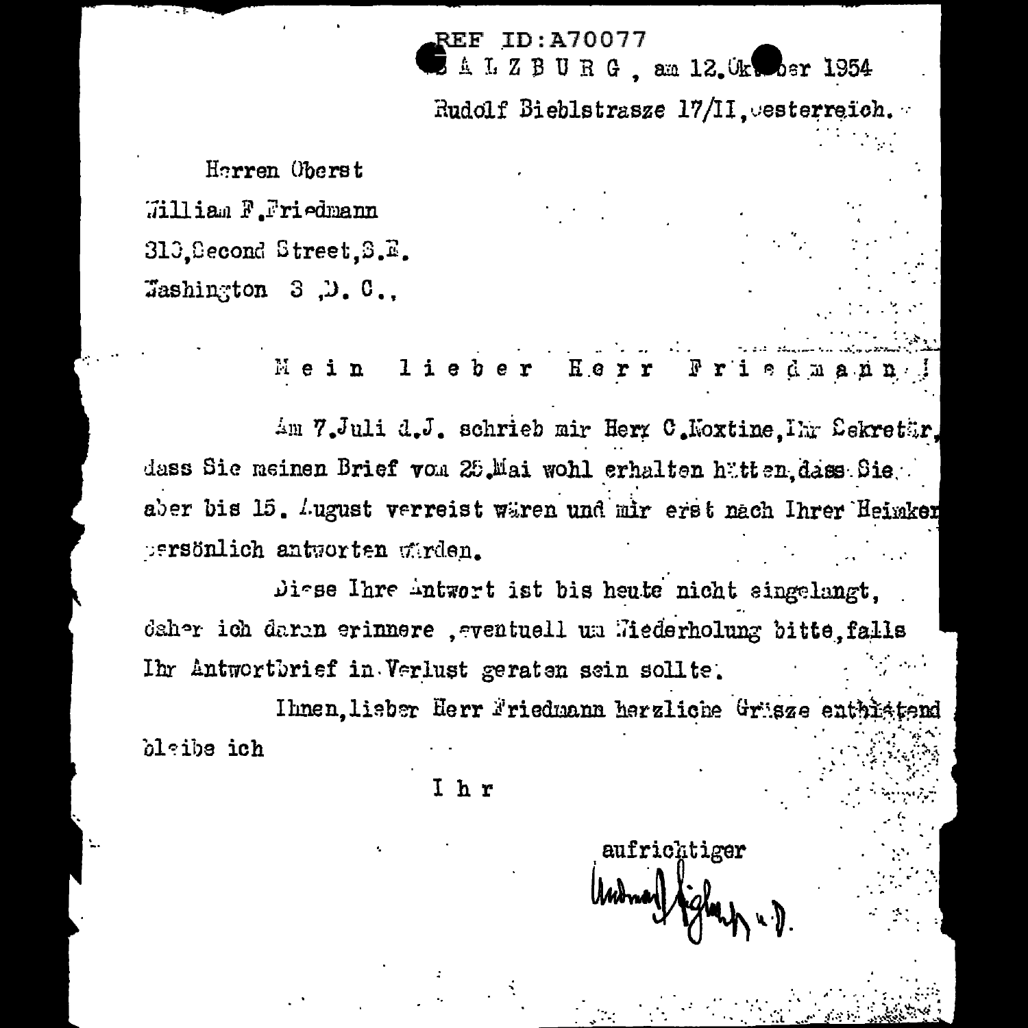REF ID:A70077

SALZBURG, am 12.Oktober 1954

Rudolf Bieblstrasze 17/II, Oesterreich.

Herren Oberst
William F.Friedmann
310,Second Street,S.E.
Washington 3 ,D. C.,

Mein lieber Herr Friedmann!

Am 7.Juli d.J. schrieb mir Herr C.Moxtine,Ihr Sekretär, dass Sie meinen Brief vom 25.Mai wohl erhalten hätten,dass Sie aber bis 15. August verreist wären und mir erst nach Ihrer Heimkehr persönlich antworten würden.

Diese Ihre Antwort ist bis heute nicht eingelangt, daher ich daran erinnere ,eventuell um Wiederholung bitte,falls Ihr Antwortbrief in Verlust geraten sein sollte.

Ihnen,lieber Herr Friedmann herzliche Grüsze entbietend bleibe ich

Ihr

aufrichtiger

Andreas Figl ... a.D.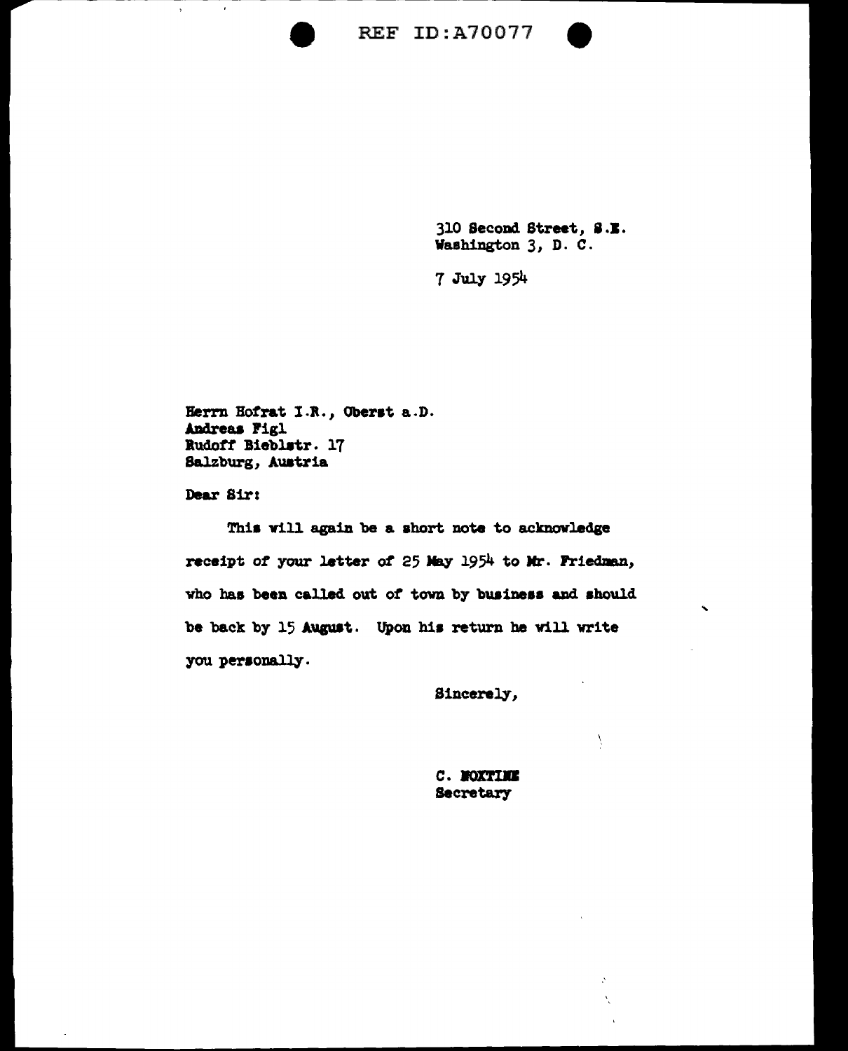310 Second Street, S.E.
Washington 3, D. C.

7 July 1954

Herrn Hofrat I.R., Oberst a.D.
Andreas Figl
Rudoff Bieblstr. 17
Salzburg, Austria

Dear Sir:

This will again be a short note to acknowledge receipt of your letter of 25 May 1954 to Mr. Friedman, who has been called out of town by business and should be back by 15 August. Upon his return he will write you personally.

Sincerely,

C. NOXTIME
Secretary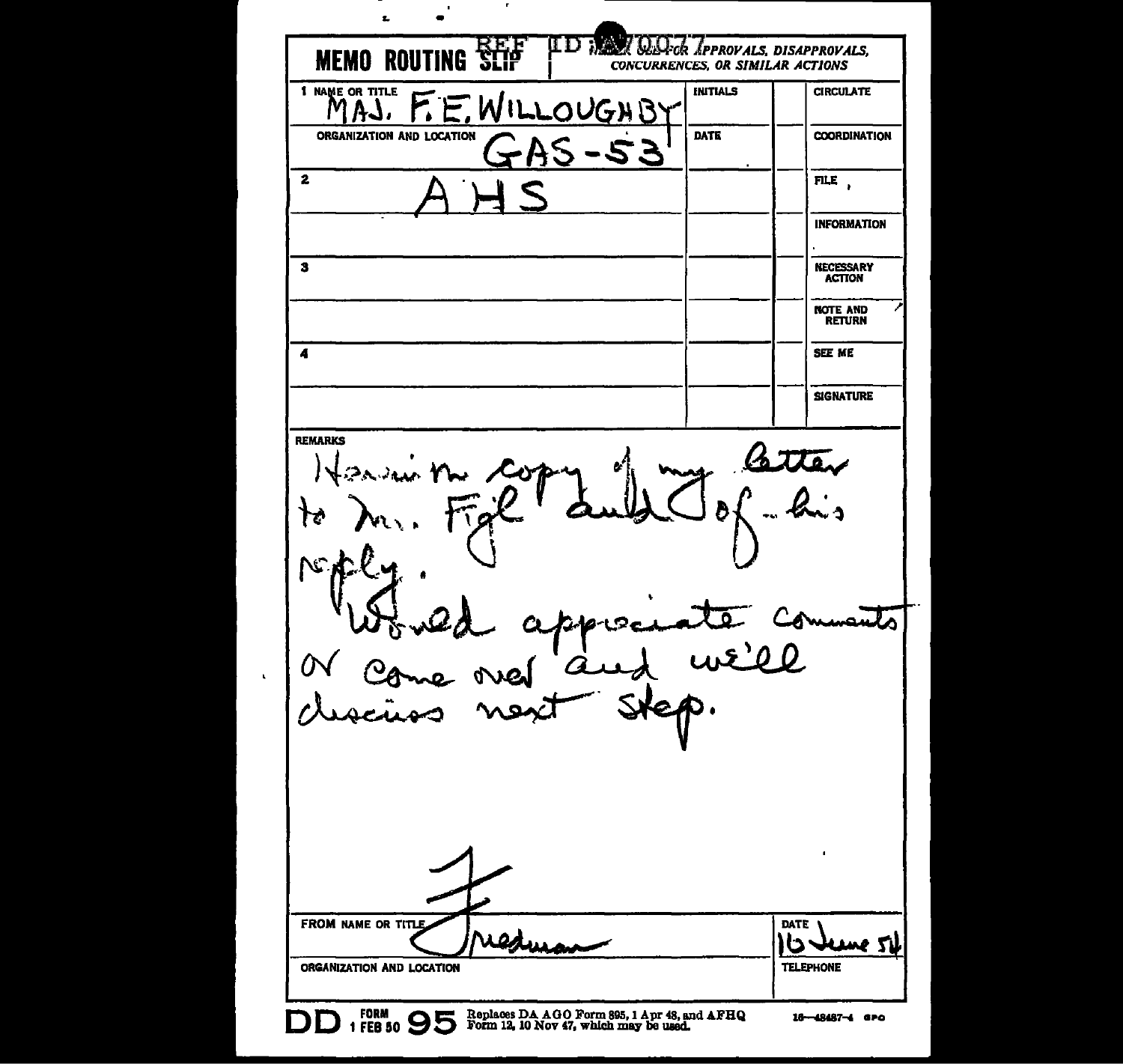REF ID:A70077

**MEMO ROUTING SLIP** | NEVER USE FOR APPROVALS, DISAPPROVALS, CONCURRENCES, OR SIMILAR ACTIONS

| | INITIALS | | |
|---|---|---|---|
| 1 NAME OR TITLE<br>MAJ. F. E. WILLOUGHBY | | | CIRCULATE |
| ORGANIZATION AND LOCATION<br>GAS-53 | DATE | | COORDINATION |
| 2<br>AHS | | | FILE |
| | | | INFORMATION |
| 3 | | | NECESSARY ACTION |
| | | | NOTE AND RETURN |
| 4 | | | SEE ME |
| | | | SIGNATURE |

REMARKS

Herewith copy of my letter to Mr. Figl and of his reply.

Would appreciate comments or come over and we'll discuss next step.

F

FROM NAME OR TITLE: Friedman

DATE: 16 June 54

ORGANIZATION AND LOCATION

TELEPHONE

DD FORM 1 FEB 50 95 Replaces DA AGO Form 895, 1 Apr 48, and AFHQ Form 12, 10 Nov 47, which may be used. 16—48487-4 GPO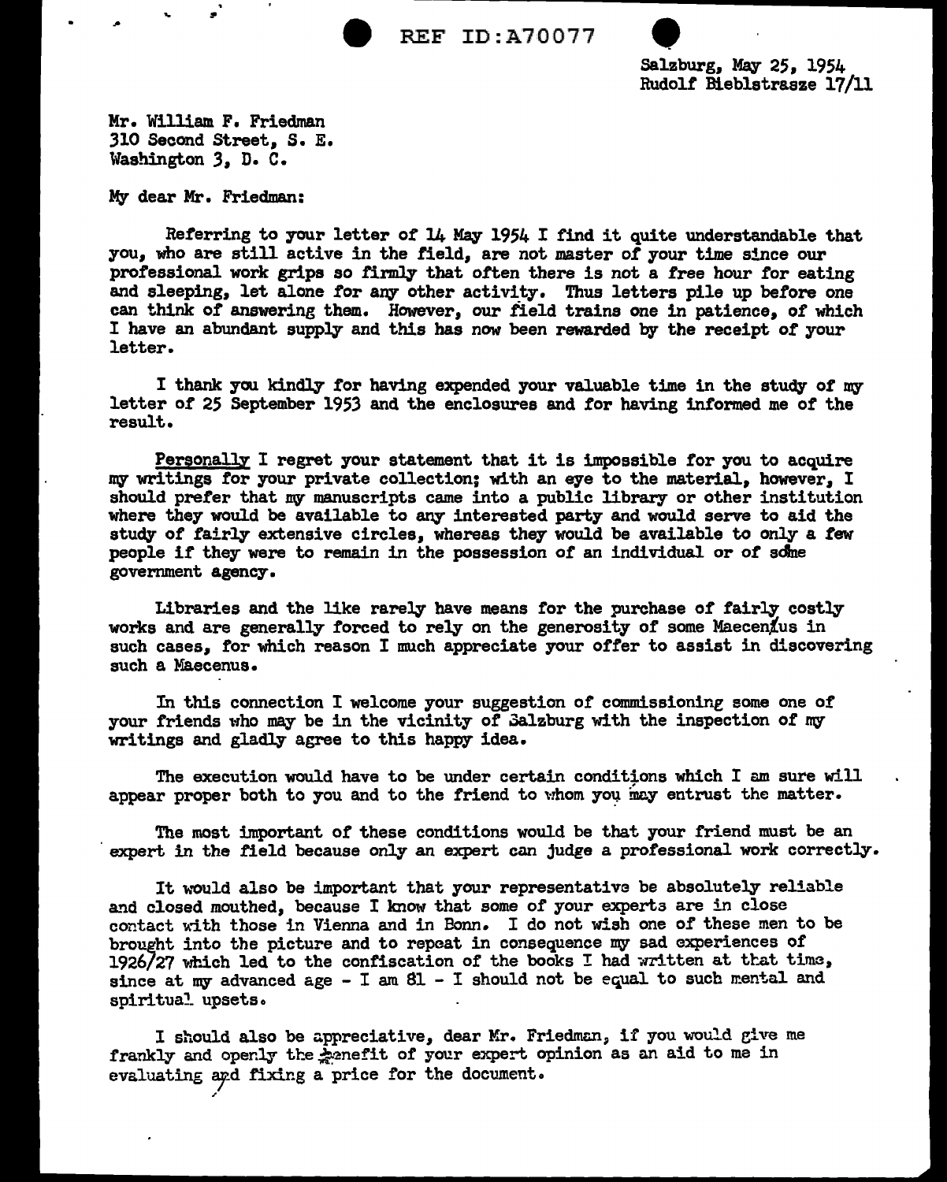Salzburg, May 25, 1954
Rudolf Bieblstrasze 17/11

Mr. William F. Friedman
310 Second Street, S. E.
Washington 3, D. C.

My dear Mr. Friedman:

Referring to your letter of 14 May 1954 I find it quite understandable that you, who are still active in the field, are not master of your time since our professional work grips so firmly that often there is not a free hour for eating and sleeping, let alone for any other activity. Thus letters pile up before one can think of answering them. However, our field trains one in patience, of which I have an abundant supply and this has now been rewarded by the receipt of your letter.

I thank you kindly for having expended your valuable time in the study of my letter of 25 September 1953 and the enclosures and for having informed me of the result.

Personally I regret your statement that it is impossible for you to acquire my writings for your private collection; with an eye to the material, however, I should prefer that my manuscripts came into a public library or other institution where they would be available to any interested party and would serve to aid the study of fairly extensive circles, whereas they would be available to only a few people if they were to remain in the possession of an individual or of some government agency.

Libraries and the like rarely have means for the purchase of fairly costly works and are generally forced to rely on the generosity of some Maecenus in such cases, for which reason I much appreciate your offer to assist in discovering such a Maecenus.

In this connection I welcome your suggestion of commissioning some one of your friends who may be in the vicinity of Salzburg with the inspection of my writings and gladly agree to this happy idea.

The execution would have to be under certain conditions which I am sure will appear proper both to you and to the friend to whom you may entrust the matter.

The most important of these conditions would be that your friend must be an expert in the field because only an expert can judge a professional work correctly.

It would also be important that your representative be absolutely reliable and closed mouthed, because I know that some of your experts are in close contact with those in Vienna and in Bonn. I do not wish one of these men to be brought into the picture and to repeat in consequence my sad experiences of 1926/27 which led to the confiscation of the books I had written at that time, since at my advanced age - I am 81 - I should not be equal to such mental and spiritual upsets.

I should also be appreciative, dear Mr. Friedman, if you would give me frankly and openly the benefit of your expert opinion as an aid to me in evaluating and fixing a price for the document.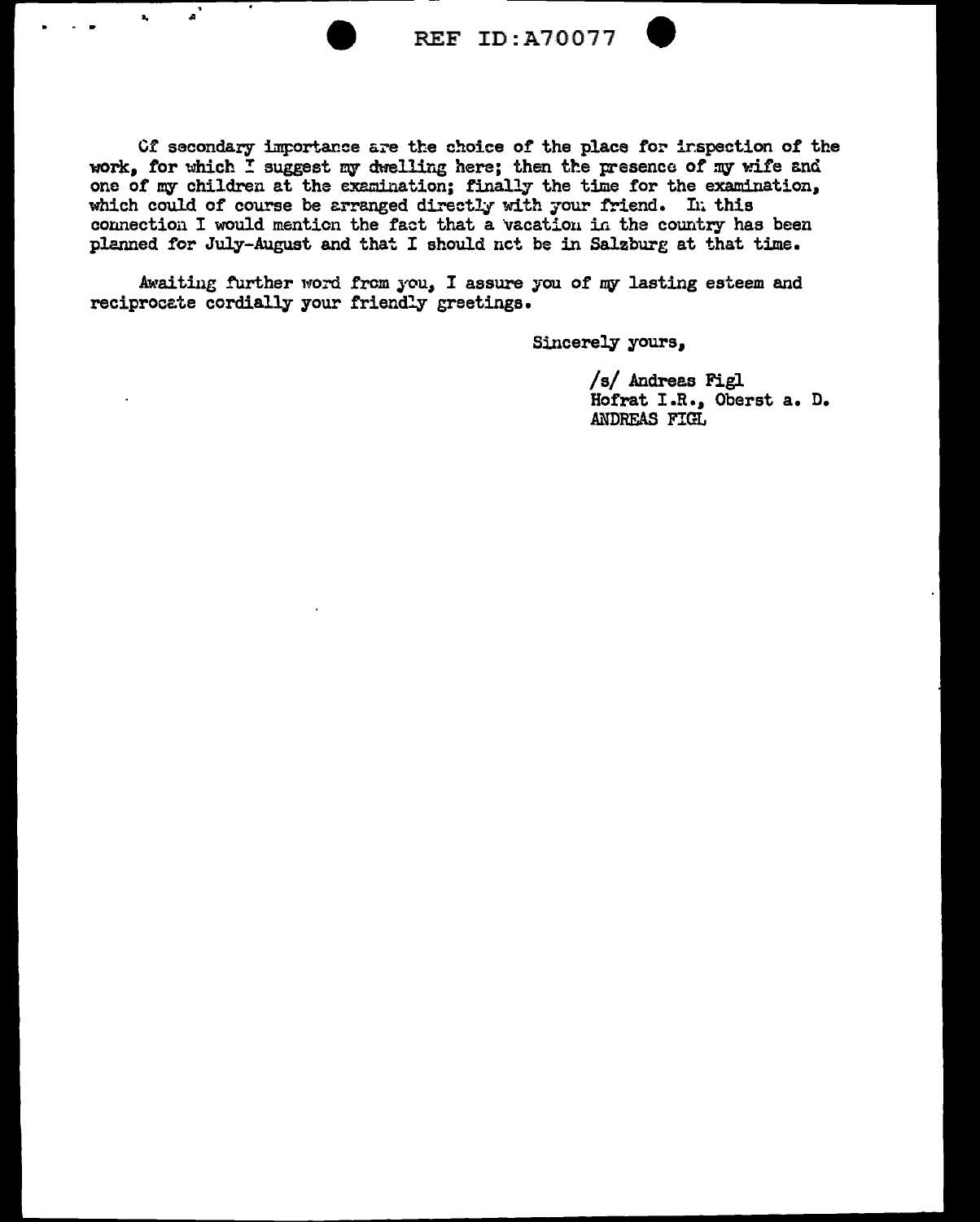Of secondary importance are the choice of the place for inspection of the work, for which I suggest my dwelling here; then the presence of my wife and one of my children at the examination; finally the time for the examination, which could of course be arranged directly with your friend. In this connection I would mention the fact that a vacation in the country has been planned for July-August and that I should not be in Salzburg at that time.

Awaiting further word from you, I assure you of my lasting esteem and reciprocate cordially your friendly greetings.

Sincerely yours,

/s/ Andreas Figl
Hofrat I.R., Oberst a. D.
ANDREAS FIGL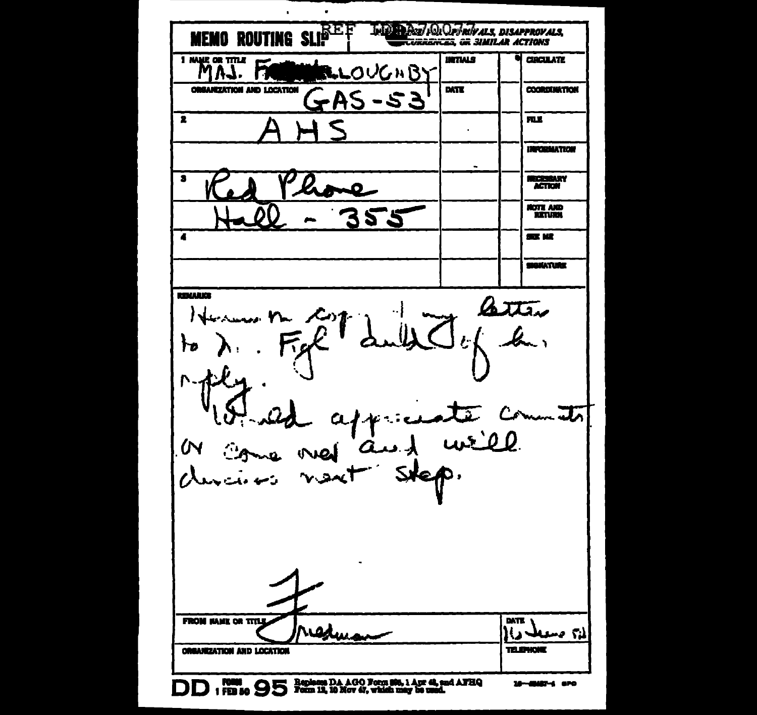# MEMO ROUTING SLIP

REF ID:A70077

NEVER USE FOR APPROVALS, DISAPPROVALS, CONCURRENCES, OR SIMILAR ACTIONS

| | | | |
|---|---|---|---|
| 1 NAME OR TITLE<br>MAJ. F■■■■■LOUGHBY | INITIALS | | CIRCULATE |
| ORGANIZATION AND LOCATION<br>GAS-53 | DATE | | COORDINATION |
| 2<br>AHS | | | FILE |
| | | | INFORMATION |
| 3<br>Red Phone | | | NECESSARY ACTION |
| Hall - 355 | | | NOTE AND RETURN |
| 4 | | | SEE ME |
| | | | SIGNATURE |

REMARKS

Herewith copy of my letter to Dr. Figl and draft of his reply.

Would appreciate comments or come over and we'll discuss next step.

FROM NAME OR TITLE: Friedman

DATE: 16 June 51

ORGANIZATION AND LOCATION

TELEPHONE

DD FORM 1 FEB 50 95 Replaces DA AGO Form 895, 1 Apr 48, and AFHQ Form 12, 10 Nov 47, which may be used.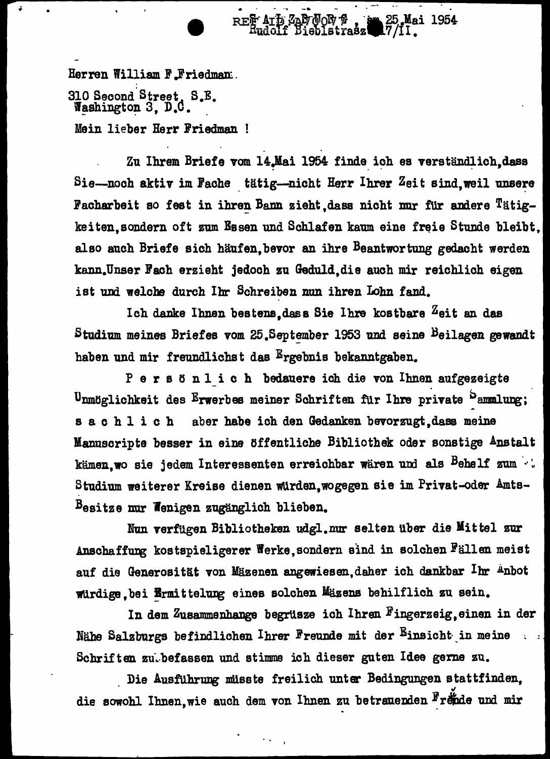REF AID ZAE/JOE 7 , am 25.Mai 1954
Rudolf Bieblstrasze 17/II.

Herren William F.Friedman.

310 Second Street, S.E.
Washington 3, D.C.

Mein lieber Herr Friedman !

Zu Ihrem Briefe vom 14.Mai 1954 finde ich es verständlich,dass Sie—noch aktiv im Fache tätig—nicht Herr Ihrer Zeit sind,weil unsere Facharbeit so fest in ihren Bann zieht,dass nicht nur für andere Tätigkeiten,sondern oft zum Essen und Schlafen kaum eine freie Stunde bleibt, also auch Briefe sich häufen,bevor an ihre Beantwortung gedacht werden kann.Unser Fach erzieht jedoch zu Geduld,die auch mir reichlich eigen ist und welche durch Ihr Schreiben nun ihren Lohn fand.

Ich danke Ihnen bestens,dass Sie Ihre kostbare Zeit an das Studium meines Briefes vom 25.September 1953 und seine Beilagen gewandt haben und mir freundlichst das Ergebnis bekanntgaben.

P e r s ö n l i c h bedauere ich die von Ihnen aufgezeigte Unmöglichkeit des Erwerbes meiner Schriften für Ihre private Sammlung; s a c h l i c h aber habe ich den Gedanken bevorzugt,dass meine Manuscripte besser in eine öffentliche Bibliothek oder sonstige Anstalt kämen,wo sie jedem Interessenten erreichbar wären und als Behelf zum Studium weiterer Kreise dienen würden,wogegen sie im Privat-oder Amts-Besitze nur Wenigen zugänglich blieben.

Nun verfügen Bibliotheken udgl.nur selten über die Mittel zur Anschaffung kostspieligerer Werke,sondern sind in solchen Fällen meist auf die Generosität von Mäzenen angewiesen,daher ich dankbar Ihr Anbot würdige,bei Ermittelung eines solchen Mäzens behilflich zu sein.

In dem Zusammenhange begrüsze ich Ihren Fingerzeig,einen in der Nähe Salzburgs befindlichen Ihrer Freunde mit der Einsicht in meine Schriften zu befassen und stimme ich dieser guten Idee gerne zu.

Die Ausführung müsste freilich unter Bedingungen stattfinden, die sowohl Ihnen,wie auch dem von Ihnen zu betrauenden Freunde und mir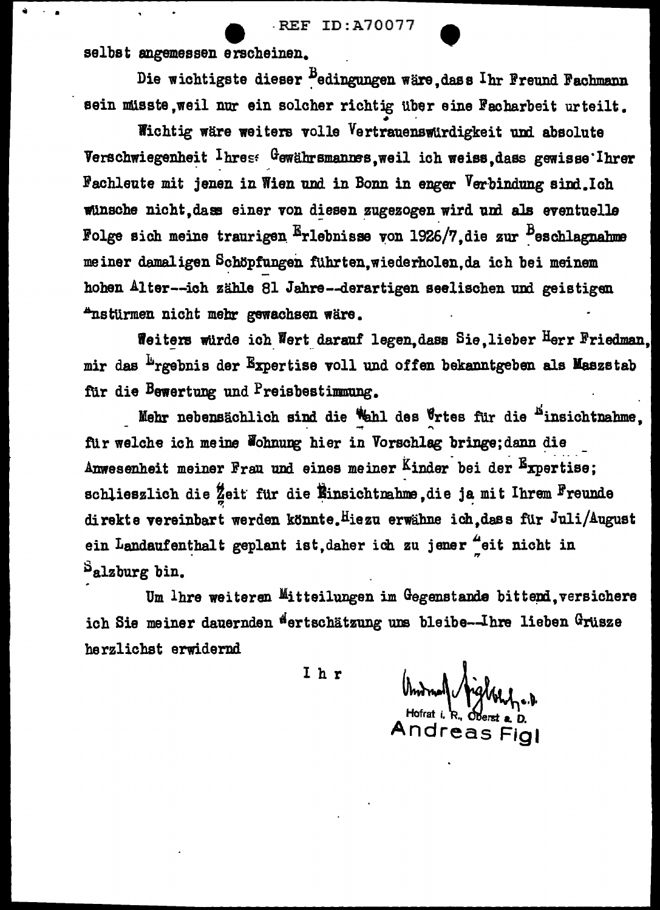selbst angemessen erscheinen.

Die wichtigste dieser Bedingungen wäre, dass Ihr Freund Fachmann sein müsste, weil nur ein solcher richtig über eine Facharbeit urteilt.

Wichtig wäre weiters volle Vertrauenswürdigkeit und absolute Verschwiegenheit Ihres Gewährsmannes, weil ich weiss, dass gewisse Ihrer Fachleute mit jenen in Wien und in Bonn in enger Verbindung sind. Ich wünsche nicht, dass einer von diesen zugezogen wird und als eventuelle Folge sich meine traurigen Erlebnisse von 1926/7, die zur Beschlagnahme meiner damaligen Schöpfungen führten, wiederholen, da ich bei meinem hohen Alter--ich zähle 81 Jahre--derartigen seelischen und geistigen Anstürmen nicht mehr gewachsen wäre.

Weiters würde ich Wert darauf legen, dass Sie, lieber Herr Friedman, mir das Ergebnis der Expertise voll und offen bekanntgeben als Maszstab für die Bewertung und Preisbestimmung.

Mehr nebensächlich sind die Wahl des Ortes für die Einsichtnahme, für welche ich meine Wohnung hier in Vorschlag bringe; dann die Anwesenheit meiner Frau und eines meiner Kinder bei der Expertise; schlieszlich die Zeit für die Einsichtnahme, die ja mit Ihrem Freunde direkte vereinbart werden könnte. Hiezu erwähne ich, dass für Juli/August ein Landaufenthalt geplant ist, daher ich zu jener Zeit nicht in Salzburg bin.

Um Ihre weiteren Mitteilungen im Gegenstande bittend, versichere ich Sie meiner dauernden Wertschätzung uns bleibe--Ihre lieben Grüsze herzlichst erwidernd

Ihr

Andreas Figl e.h.

Hofrat i. R., Oberst a. D.
Andreas Figl